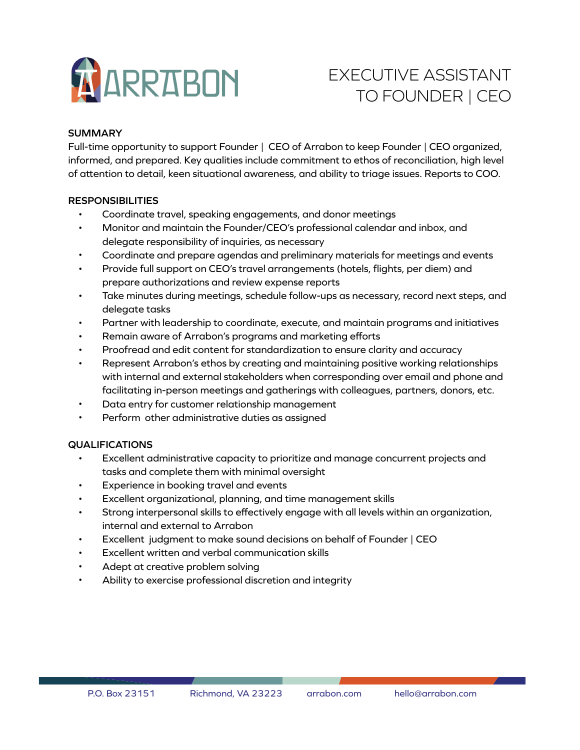ARRABON

# EXECUTIVE ASSISTANT TO FOUNDER | CEO

**SUMMARY**

Full-time opportunity to support Founder | CEO of Arrabon to keep Founder | CEO organized, informed, and prepared. Key qualities include commitment to ethos of reconciliation, high level of attention to detail, keen situational awareness, and ability to triage issues. Reports to COO.

**RESPONSIBILITIES**

- Coordinate travel, speaking engagements, and donor meetings
- Monitor and maintain the Founder/CEO's professional calendar and inbox, and delegate responsibility of inquiries, as necessary
- Coordinate and prepare agendas and preliminary materials for meetings and events
- Provide full support on CEO's travel arrangements (hotels, flights, per diem) and prepare authorizations and review expense reports
- Take minutes during meetings, schedule follow-ups as necessary, record next steps, and delegate tasks
- Partner with leadership to coordinate, execute, and maintain programs and initiatives
- Remain aware of Arrabon's programs and marketing efforts
- Proofread and edit content for standardization to ensure clarity and accuracy
- Represent Arrabon's ethos by creating and maintaining positive working relationships with internal and external stakeholders when corresponding over email and phone and facilitating in-person meetings and gatherings with colleagues, partners, donors, etc.
- Data entry for customer relationship management
- Perform other administrative duties as assigned

**QUALIFICATIONS**

- Excellent administrative capacity to prioritize and manage concurrent projects and tasks and complete them with minimal oversight
- Experience in booking travel and events
- Excellent organizational, planning, and time management skills
- Strong interpersonal skills to effectively engage with all levels within an organization, internal and external to Arrabon
- Excellent judgment to make sound decisions on behalf of Founder | CEO
- Excellent written and verbal communication skills
- Adept at creative problem solving
- Ability to exercise professional discretion and integrity

P.O. Box 23151 Richmond, VA 23223 arrabon.com hello@arrabon.com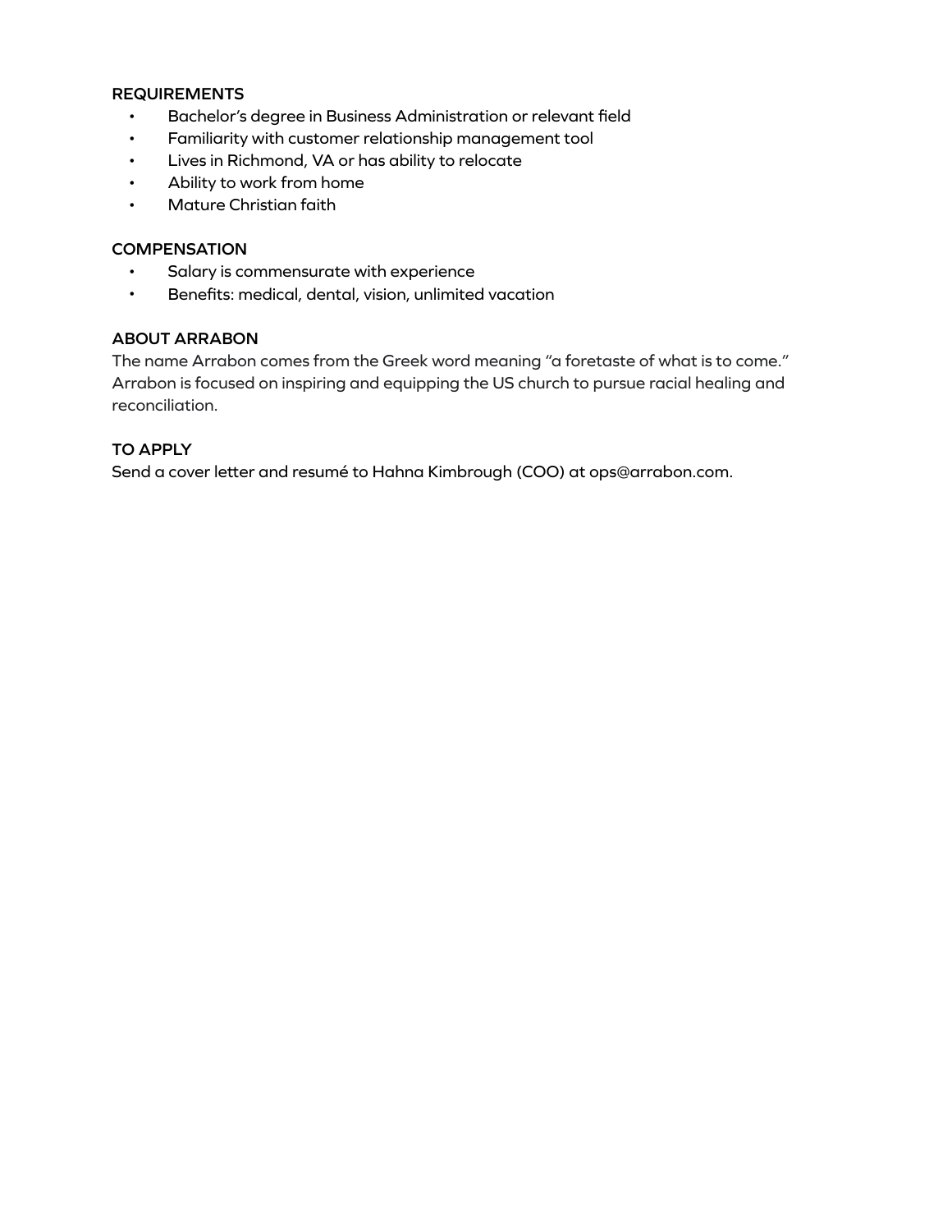**REQUIREMENTS**

- Bachelor's degree in Business Administration or relevant field
- Familiarity with customer relationship management tool
- Lives in Richmond, VA or has ability to relocate
- Ability to work from home
- Mature Christian faith

**COMPENSATION**

- Salary is commensurate with experience
- Benefits: medical, dental, vision, unlimited vacation

**ABOUT ARRABON**

The name Arrabon comes from the Greek word meaning "a foretaste of what is to come." Arrabon is focused on inspiring and equipping the US church to pursue racial healing and reconciliation.

**TO APPLY**

Send a cover letter and resumé to Hahna Kimbrough (COO) at ops@arrabon.com.